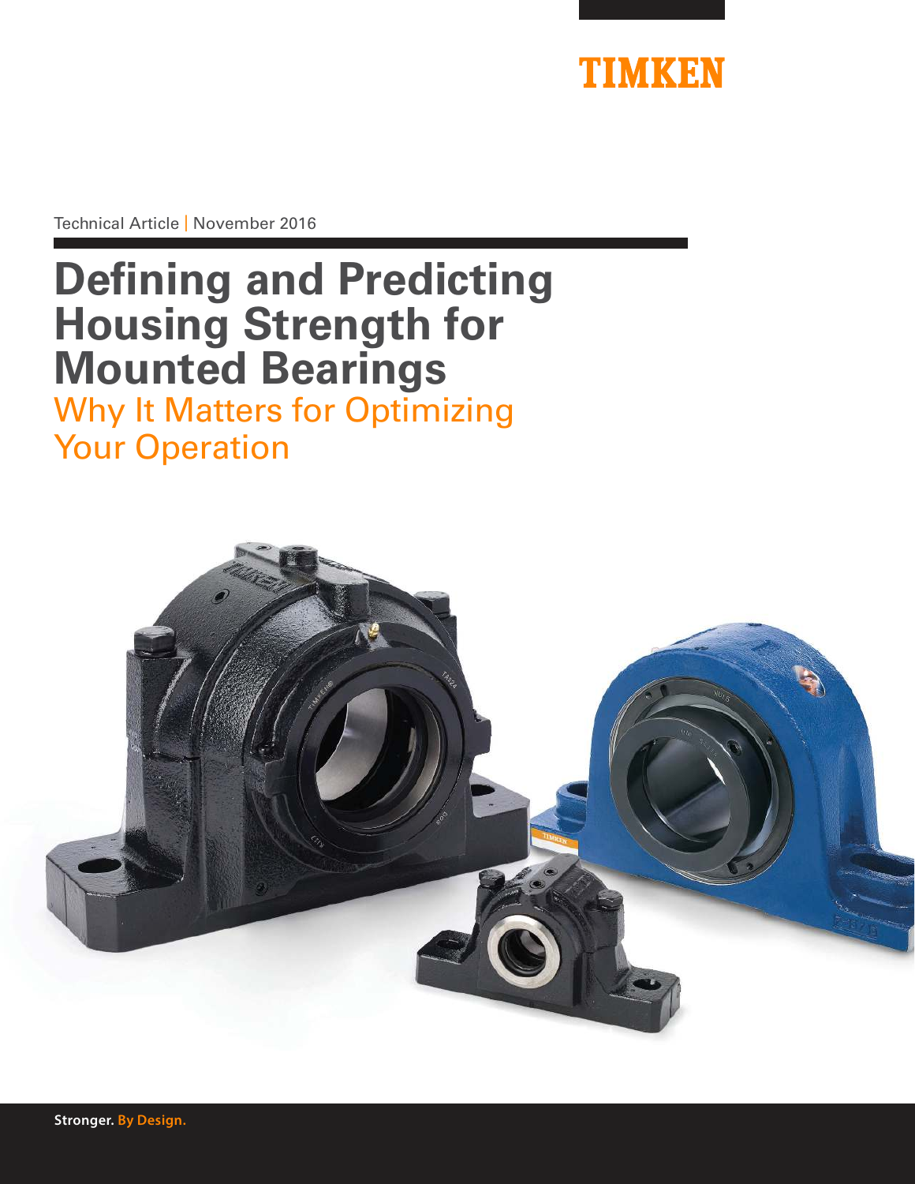TIMKEN

Technical Article | November 2016

# Defining and Predicting Housing Strength for Mounted Bearings

## Why It Matters for Optimizing Your Operation

**Stronger. By Design.**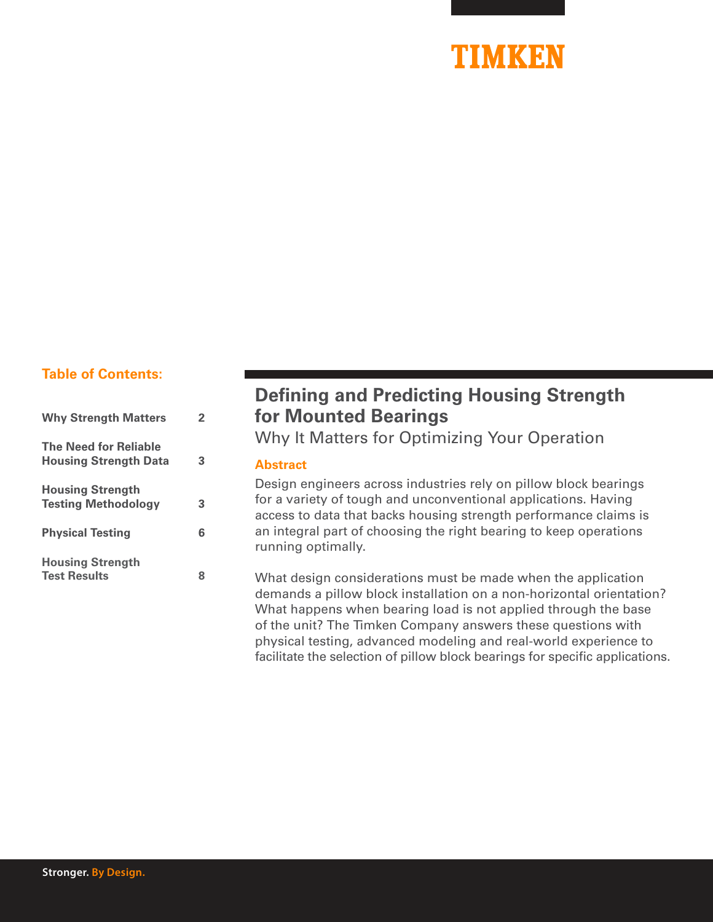TIMKEN

## Table of Contents:

| | |
|---|---|
| **Why Strength Matters** | 2 |
| **The Need for Reliable Housing Strength Data** | 3 |
| **Housing Strength Testing Methodology** | 3 |
| **Physical Testing** | 6 |
| **Housing Strength Test Results** | 8 |

# Defining and Predicting Housing Strength for Mounted Bearings

## Why It Matters for Optimizing Your Operation

### Abstract

Design engineers across industries rely on pillow block bearings for a variety of tough and unconventional applications. Having access to data that backs housing strength performance claims is an integral part of choosing the right bearing to keep operations running optimally.

What design considerations must be made when the application demands a pillow block installation on a non-horizontal orientation? What happens when bearing load is not applied through the base of the unit? The Timken Company answers these questions with physical testing, advanced modeling and real-world experience to facilitate the selection of pillow block bearings for specific applications.

**Stronger. By Design.**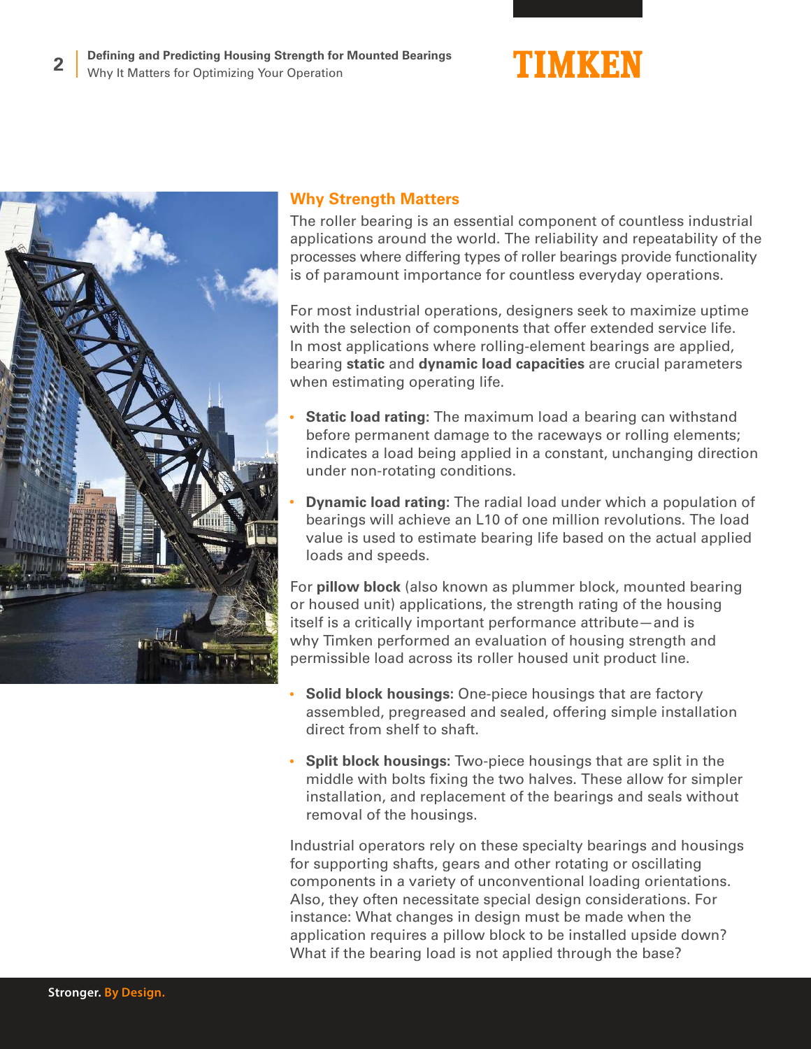## Why Strength Matters

The roller bearing is an essential component of countless industrial applications around the world. The reliability and repeatability of the processes where differing types of roller bearings provide functionality is of paramount importance for countless everyday operations.

For most industrial operations, designers seek to maximize uptime with the selection of components that offer extended service life. In most applications where rolling-element bearings are applied, bearing **static** and **dynamic load capacities** are crucial parameters when estimating operating life.

- **Static load rating:** The maximum load a bearing can withstand before permanent damage to the raceways or rolling elements; indicates a load being applied in a constant, unchanging direction under non-rotating conditions.
- **Dynamic load rating:** The radial load under which a population of bearings will achieve an L10 of one million revolutions. The load value is used to estimate bearing life based on the actual applied loads and speeds.

For **pillow block** (also known as plummer block, mounted bearing or housed unit) applications, the strength rating of the housing itself is a critically important performance attribute—and is why Timken performed an evaluation of housing strength and permissible load across its roller housed unit product line.

- **Solid block housings:** One-piece housings that are factory assembled, pregreased and sealed, offering simple installation direct from shelf to shaft.
- **Split block housings:** Two-piece housings that are split in the middle with bolts fixing the two halves. These allow for simpler installation, and replacement of the bearings and seals without removal of the housings.

Industrial operators rely on these specialty bearings and housings for supporting shafts, gears and other rotating or oscillating components in a variety of unconventional loading orientations. Also, they often necessitate special design considerations. For instance: What changes in design must be made when the application requires a pillow block to be installed upside down? What if the bearing load is not applied through the base?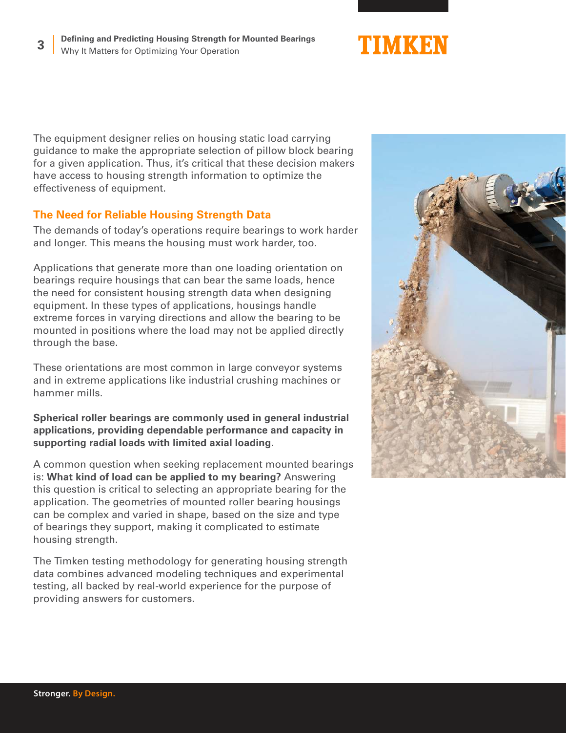The equipment designer relies on housing static load carrying guidance to make the appropriate selection of pillow block bearing for a given application. Thus, it's critical that these decision makers have access to housing strength information to optimize the effectiveness of equipment.

## The Need for Reliable Housing Strength Data

The demands of today's operations require bearings to work harder and longer. This means the housing must work harder, too.

Applications that generate more than one loading orientation on bearings require housings that can bear the same loads, hence the need for consistent housing strength data when designing equipment. In these types of applications, housings handle extreme forces in varying directions and allow the bearing to be mounted in positions where the load may not be applied directly through the base.

These orientations are most common in large conveyor systems and in extreme applications like industrial crushing machines or hammer mills.

**Spherical roller bearings are commonly used in general industrial applications, providing dependable performance and capacity in supporting radial loads with limited axial loading.**

A common question when seeking replacement mounted bearings is: **What kind of load can be applied to my bearing?** Answering this question is critical to selecting an appropriate bearing for the application. The geometries of mounted roller bearing housings can be complex and varied in shape, based on the size and type of bearings they support, making it complicated to estimate housing strength.

The Timken testing methodology for generating housing strength data combines advanced modeling techniques and experimental testing, all backed by real-world experience for the purpose of providing answers for customers.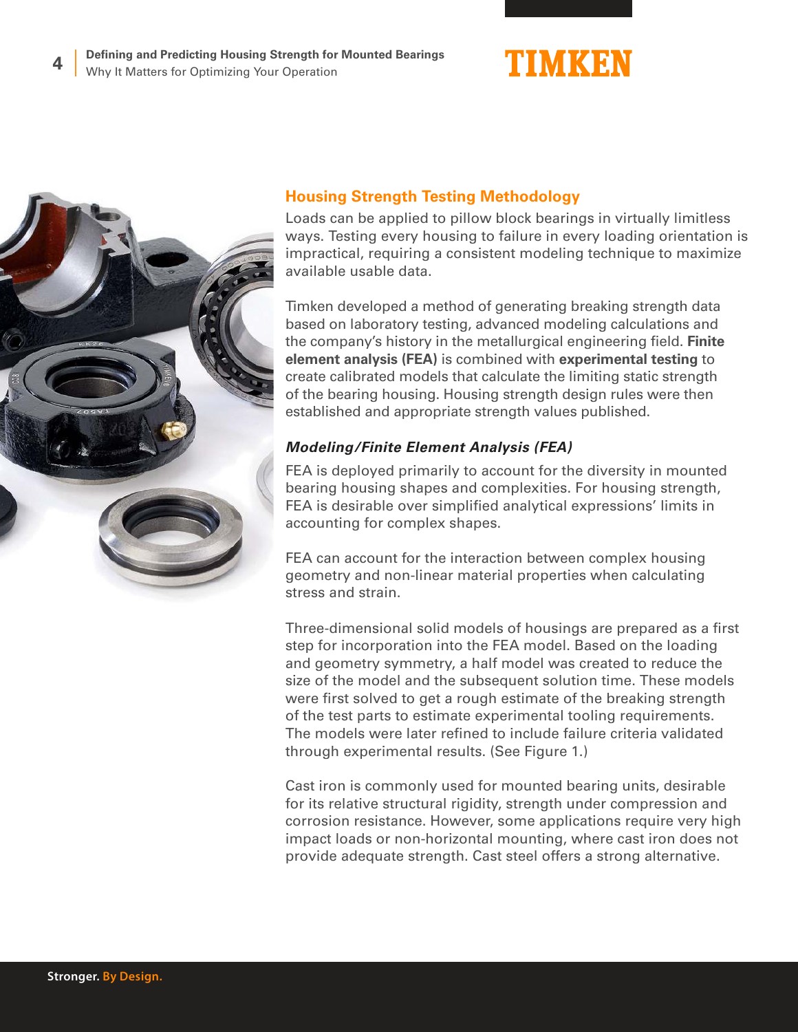## Housing Strength Testing Methodology

Loads can be applied to pillow block bearings in virtually limitless ways. Testing every housing to failure in every loading orientation is impractical, requiring a consistent modeling technique to maximize available usable data.

Timken developed a method of generating breaking strength data based on laboratory testing, advanced modeling calculations and the company's history in the metallurgical engineering field. **Finite element analysis (FEA)** is combined with **experimental testing** to create calibrated models that calculate the limiting static strength of the bearing housing. Housing strength design rules were then established and appropriate strength values published.

### *Modeling/Finite Element Analysis (FEA)*

FEA is deployed primarily to account for the diversity in mounted bearing housing shapes and complexities. For housing strength, FEA is desirable over simplified analytical expressions' limits in accounting for complex shapes.

FEA can account for the interaction between complex housing geometry and non-linear material properties when calculating stress and strain.

Three-dimensional solid models of housings are prepared as a first step for incorporation into the FEA model. Based on the loading and geometry symmetry, a half model was created to reduce the size of the model and the subsequent solution time. These models were first solved to get a rough estimate of the breaking strength of the test parts to estimate experimental tooling requirements. The models were later refined to include failure criteria validated through experimental results. (See Figure 1.)

Cast iron is commonly used for mounted bearing units, desirable for its relative structural rigidity, strength under compression and corrosion resistance. However, some applications require very high impact loads or non-horizontal mounting, where cast iron does not provide adequate strength. Cast steel offers a strong alternative.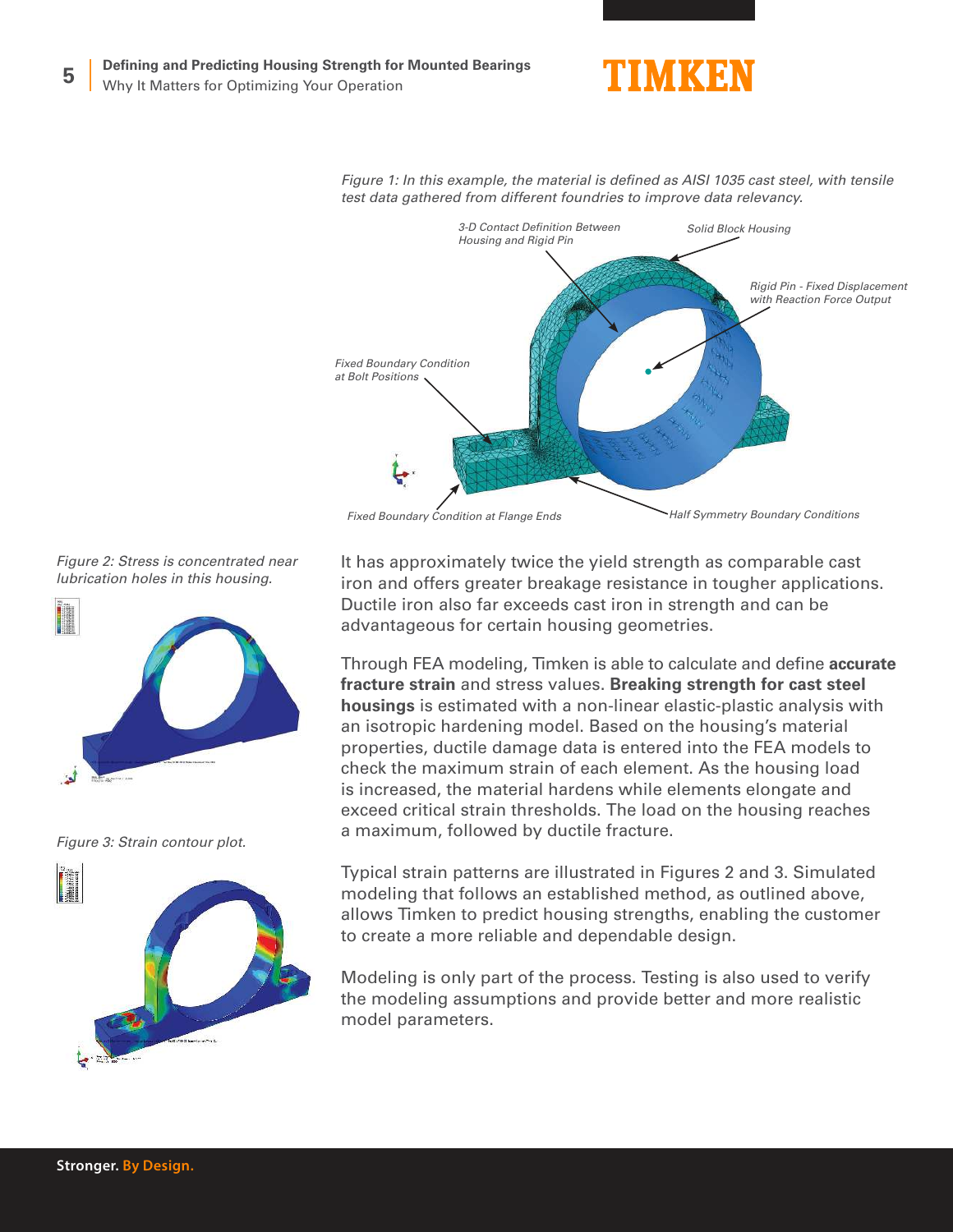*Figure 1: In this example, the material is defined as AISI 1035 cast steel, with tensile test data gathered from different foundries to improve data relevancy.*

3-D Contact Definition Between Housing and Rigid Pin

Solid Block Housing

Rigid Pin - Fixed Displacement with Reaction Force Output

Fixed Boundary Condition at Bolt Positions

Fixed Boundary Condition at Flange Ends

Half Symmetry Boundary Conditions

*Figure 2: Stress is concentrated near lubrication holes in this housing.*

*Figure 3: Strain contour plot.*

It has approximately twice the yield strength as comparable cast iron and offers greater breakage resistance in tougher applications. Ductile iron also far exceeds cast iron in strength and can be advantageous for certain housing geometries.

Through FEA modeling, Timken is able to calculate and define **accurate fracture strain** and stress values. **Breaking strength for cast steel housings** is estimated with a non-linear elastic-plastic analysis with an isotropic hardening model. Based on the housing's material properties, ductile damage data is entered into the FEA models to check the maximum strain of each element. As the housing load is increased, the material hardens while elements elongate and exceed critical strain thresholds. The load on the housing reaches a maximum, followed by ductile fracture.

Typical strain patterns are illustrated in Figures 2 and 3. Simulated modeling that follows an established method, as outlined above, allows Timken to predict housing strengths, enabling the customer to create a more reliable and dependable design.

Modeling is only part of the process. Testing is also used to verify the modeling assumptions and provide better and more realistic model parameters.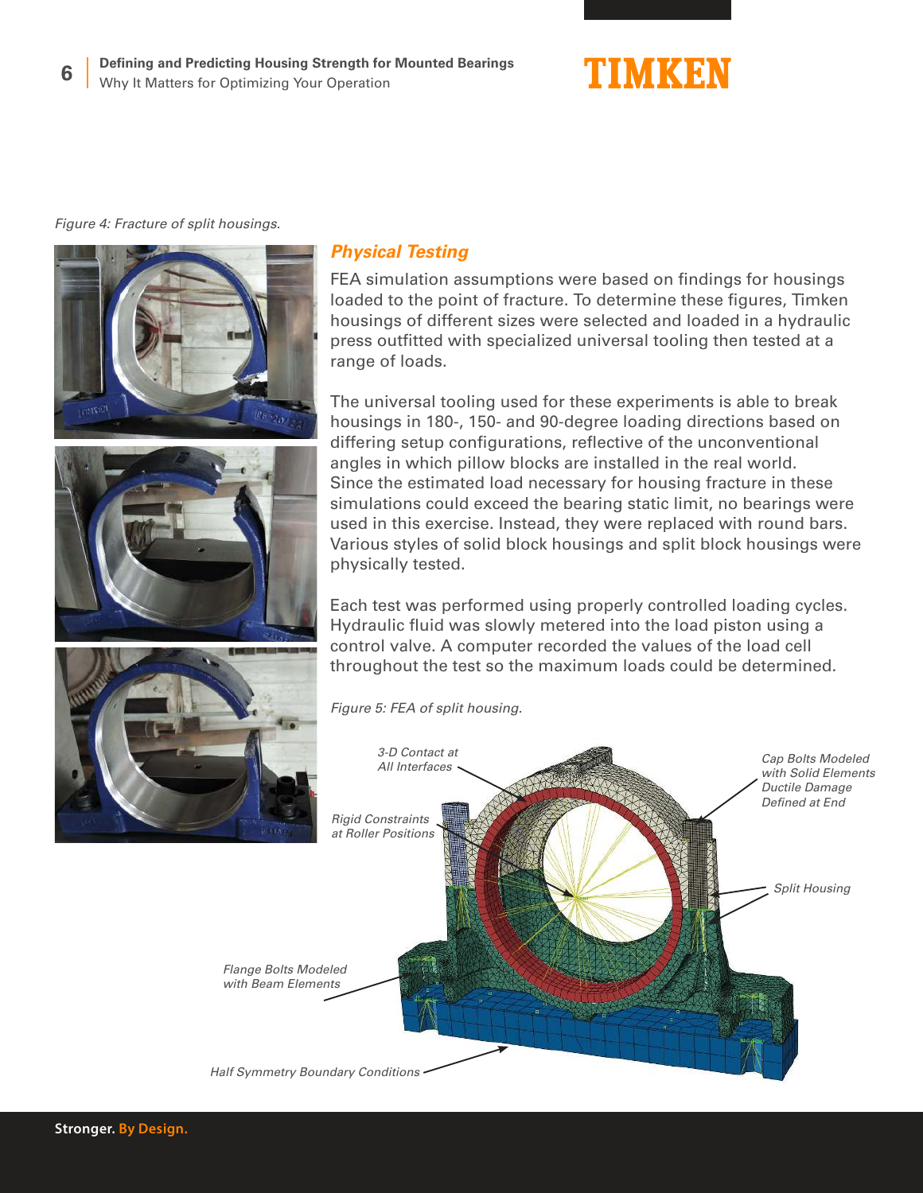Figure 4: Fracture of split housings.

## Physical Testing

FEA simulation assumptions were based on findings for housings loaded to the point of fracture. To determine these figures, Timken housings of different sizes were selected and loaded in a hydraulic press outfitted with specialized universal tooling then tested at a range of loads.

The universal tooling used for these experiments is able to break housings in 180-, 150- and 90-degree loading directions based on differing setup configurations, reflective of the unconventional angles in which pillow blocks are installed in the real world. Since the estimated load necessary for housing fracture in these simulations could exceed the bearing static limit, no bearings were used in this exercise. Instead, they were replaced with round bars. Various styles of solid block housings and split block housings were physically tested.

Each test was performed using properly controlled loading cycles. Hydraulic fluid was slowly metered into the load piston using a control valve. A computer recorded the values of the load cell throughout the test so the maximum loads could be determined.

Figure 5: FEA of split housing.

3-D Contact at All Interfaces

Cap Bolts Modeled with Solid Elements Ductile Damage Defined at End

Rigid Constraints at Roller Positions

Split Housing

Flange Bolts Modeled with Beam Elements

Half Symmetry Boundary Conditions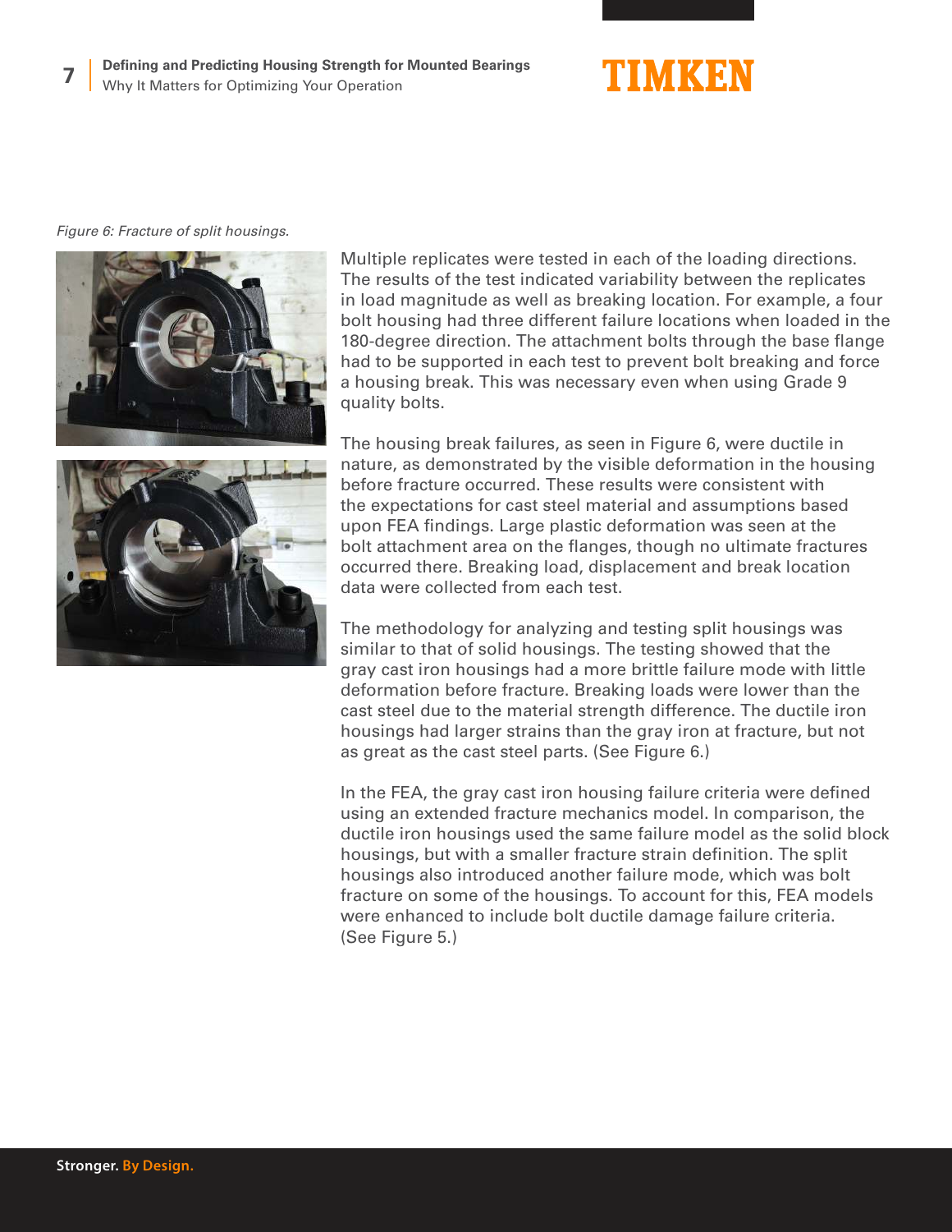*Figure 6: Fracture of split housings.*

Multiple replicates were tested in each of the loading directions. The results of the test indicated variability between the replicates in load magnitude as well as breaking location. For example, a four bolt housing had three different failure locations when loaded in the 180-degree direction. The attachment bolts through the base flange had to be supported in each test to prevent bolt breaking and force a housing break. This was necessary even when using Grade 9 quality bolts.

The housing break failures, as seen in Figure 6, were ductile in nature, as demonstrated by the visible deformation in the housing before fracture occurred. These results were consistent with the expectations for cast steel material and assumptions based upon FEA findings. Large plastic deformation was seen at the bolt attachment area on the flanges, though no ultimate fractures occurred there. Breaking load, displacement and break location data were collected from each test.

The methodology for analyzing and testing split housings was similar to that of solid housings. The testing showed that the gray cast iron housings had a more brittle failure mode with little deformation before fracture. Breaking loads were lower than the cast steel due to the material strength difference. The ductile iron housings had larger strains than the gray iron at fracture, but not as great as the cast steel parts. (See Figure 6.)

In the FEA, the gray cast iron housing failure criteria were defined using an extended fracture mechanics model. In comparison, the ductile iron housings used the same failure model as the solid block housings, but with a smaller fracture strain definition. The split housings also introduced another failure mode, which was bolt fracture on some of the housings. To account for this, FEA models were enhanced to include bolt ductile damage failure criteria. (See Figure 5.)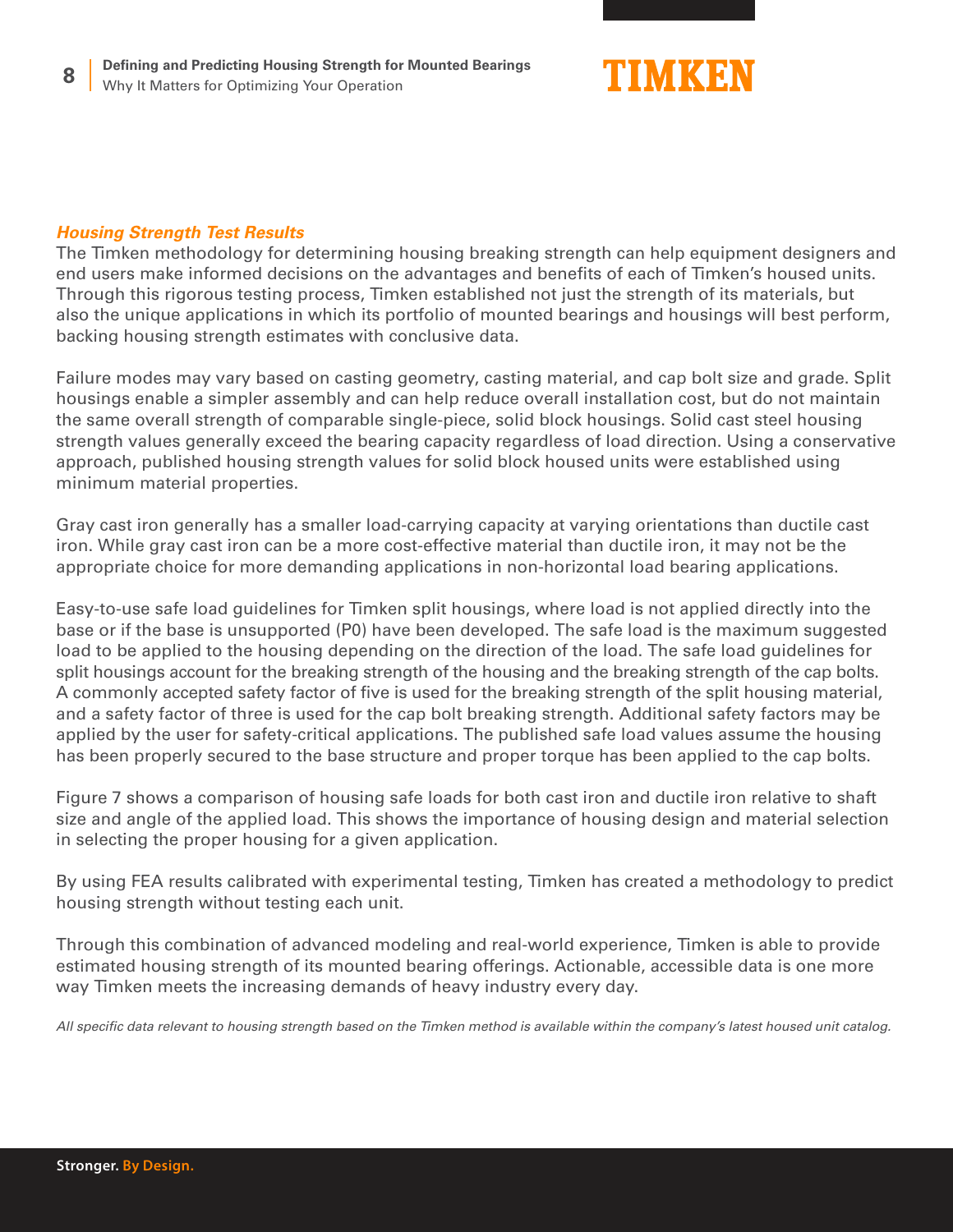### *Housing Strength Test Results*

The Timken methodology for determining housing breaking strength can help equipment designers and end users make informed decisions on the advantages and benefits of each of Timken's housed units. Through this rigorous testing process, Timken established not just the strength of its materials, but also the unique applications in which its portfolio of mounted bearings and housings will best perform, backing housing strength estimates with conclusive data.

Failure modes may vary based on casting geometry, casting material, and cap bolt size and grade. Split housings enable a simpler assembly and can help reduce overall installation cost, but do not maintain the same overall strength of comparable single-piece, solid block housings. Solid cast steel housing strength values generally exceed the bearing capacity regardless of load direction. Using a conservative approach, published housing strength values for solid block housed units were established using minimum material properties.

Gray cast iron generally has a smaller load-carrying capacity at varying orientations than ductile cast iron. While gray cast iron can be a more cost-effective material than ductile iron, it may not be the appropriate choice for more demanding applications in non-horizontal load bearing applications.

Easy-to-use safe load guidelines for Timken split housings, where load is not applied directly into the base or if the base is unsupported (P0) have been developed. The safe load is the maximum suggested load to be applied to the housing depending on the direction of the load. The safe load guidelines for split housings account for the breaking strength of the housing and the breaking strength of the cap bolts. A commonly accepted safety factor of five is used for the breaking strength of the split housing material, and a safety factor of three is used for the cap bolt breaking strength. Additional safety factors may be applied by the user for safety-critical applications. The published safe load values assume the housing has been properly secured to the base structure and proper torque has been applied to the cap bolts.

Figure 7 shows a comparison of housing safe loads for both cast iron and ductile iron relative to shaft size and angle of the applied load. This shows the importance of housing design and material selection in selecting the proper housing for a given application.

By using FEA results calibrated with experimental testing, Timken has created a methodology to predict housing strength without testing each unit.

Through this combination of advanced modeling and real-world experience, Timken is able to provide estimated housing strength of its mounted bearing offerings. Actionable, accessible data is one more way Timken meets the increasing demands of heavy industry every day.

*All specific data relevant to housing strength based on the Timken method is available within the company's latest housed unit catalog.*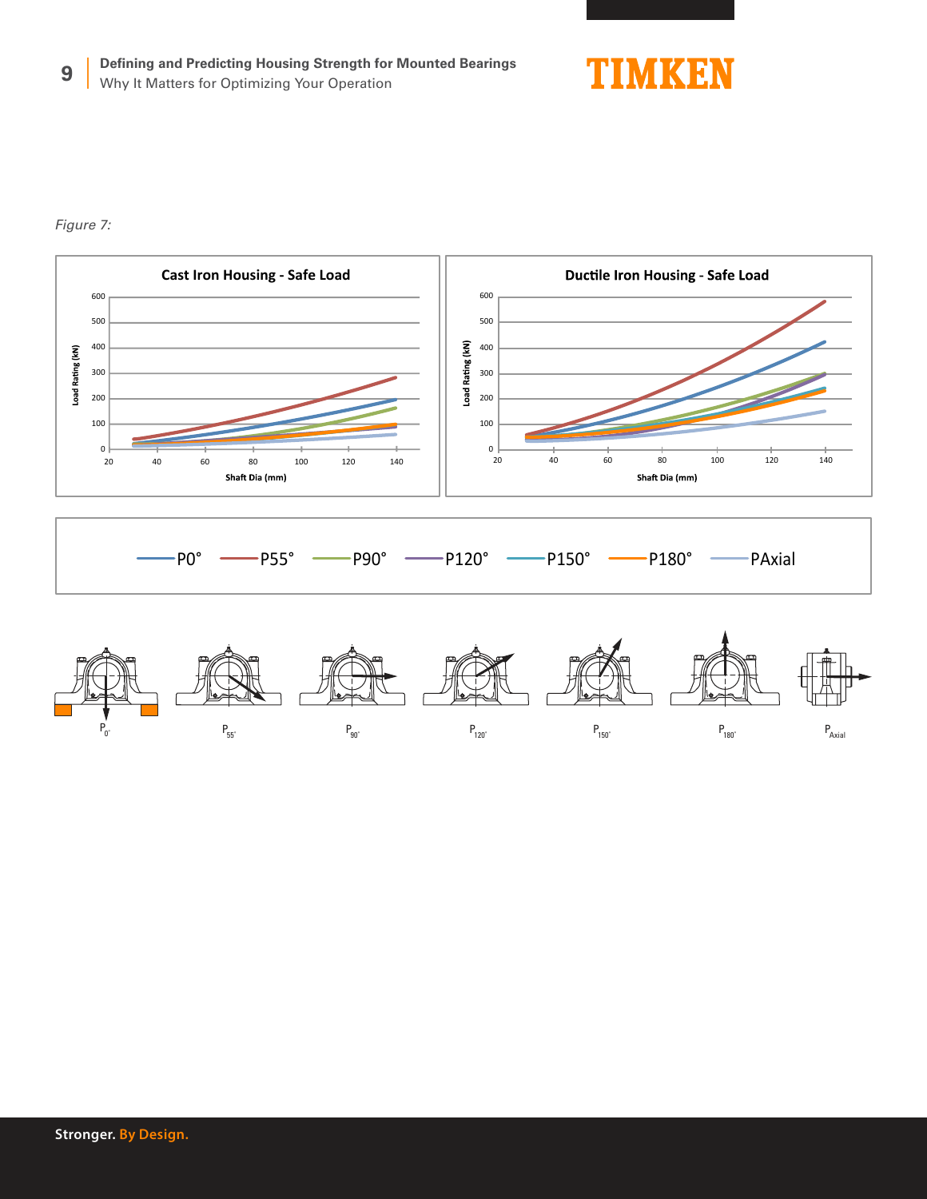*Figure 7:*

Cast Iron Housing - Safe Load

Load Rating (kN)

600
500
400
300
200
100
0

20 40 60 80 100 120 140

Shaft Dia (mm)

Ductile Iron Housing - Safe Load

Load Rating (kN)

600
500
400
300
200
100
0

20 40 60 80 100 120 140

Shaft Dia (mm)

P0° P55° P90° P120° P150° P180° PAxial

$P_{0°}$ $P_{55°}$ $P_{90°}$ $P_{120°}$ $P_{150°}$ $P_{180°}$ $P_{Axial}$

**Stronger. By Design.**